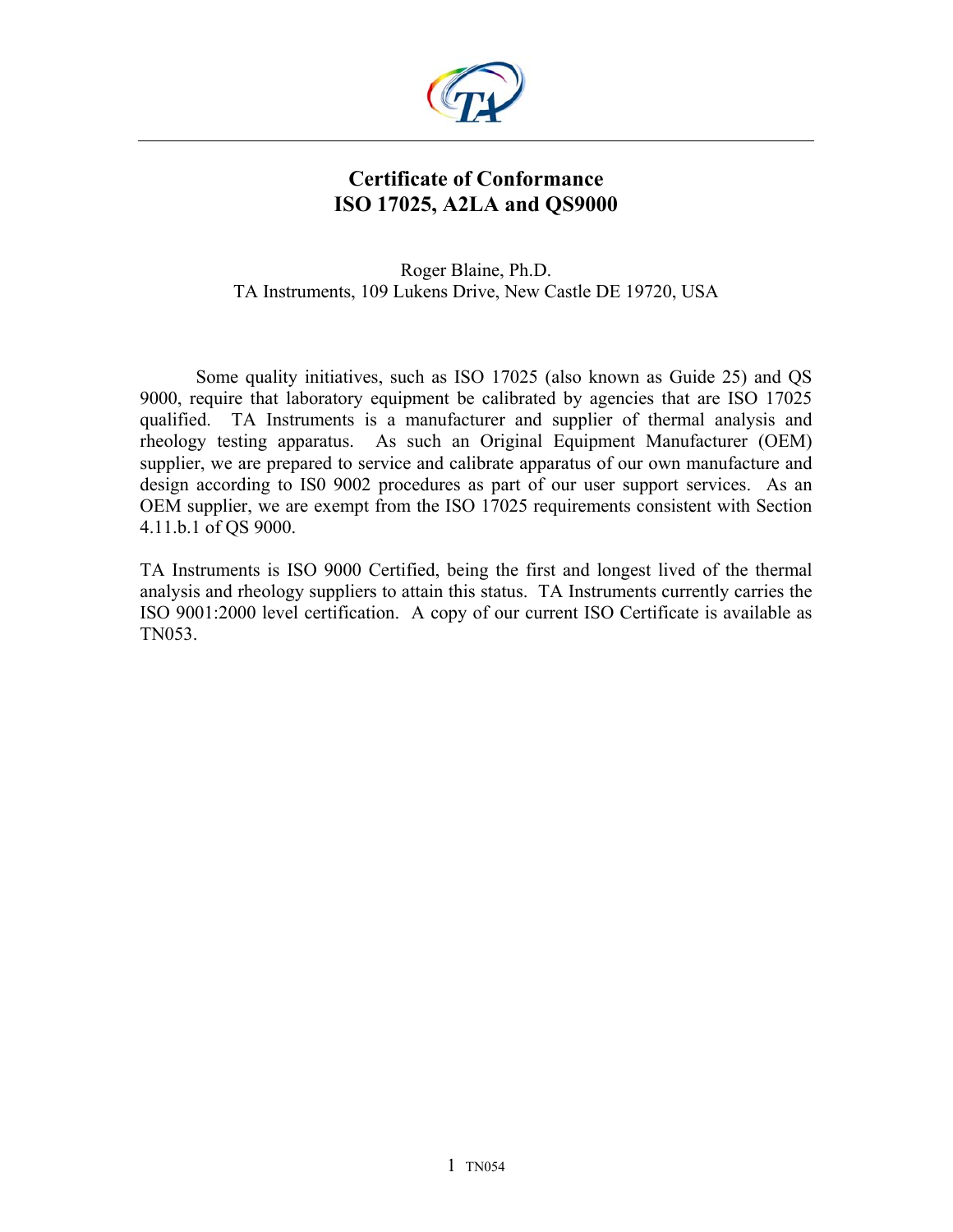# Certificate of Conformance
# ISO 17025, A2LA and QS9000

Roger Blaine, Ph.D.
TA Instruments, 109 Lukens Drive, New Castle DE 19720, USA

Some quality initiatives, such as ISO 17025 (also known as Guide 25) and QS 9000, require that laboratory equipment be calibrated by agencies that are ISO 17025 qualified. TA Instruments is a manufacturer and supplier of thermal analysis and rheology testing apparatus. As such an Original Equipment Manufacturer (OEM) supplier, we are prepared to service and calibrate apparatus of our own manufacture and design according to IS0 9002 procedures as part of our user support services. As an OEM supplier, we are exempt from the ISO 17025 requirements consistent with Section 4.11.b.1 of QS 9000.

TA Instruments is ISO 9000 Certified, being the first and longest lived of the thermal analysis and rheology suppliers to attain this status. TA Instruments currently carries the ISO 9001:2000 level certification. A copy of our current ISO Certificate is available as TN053.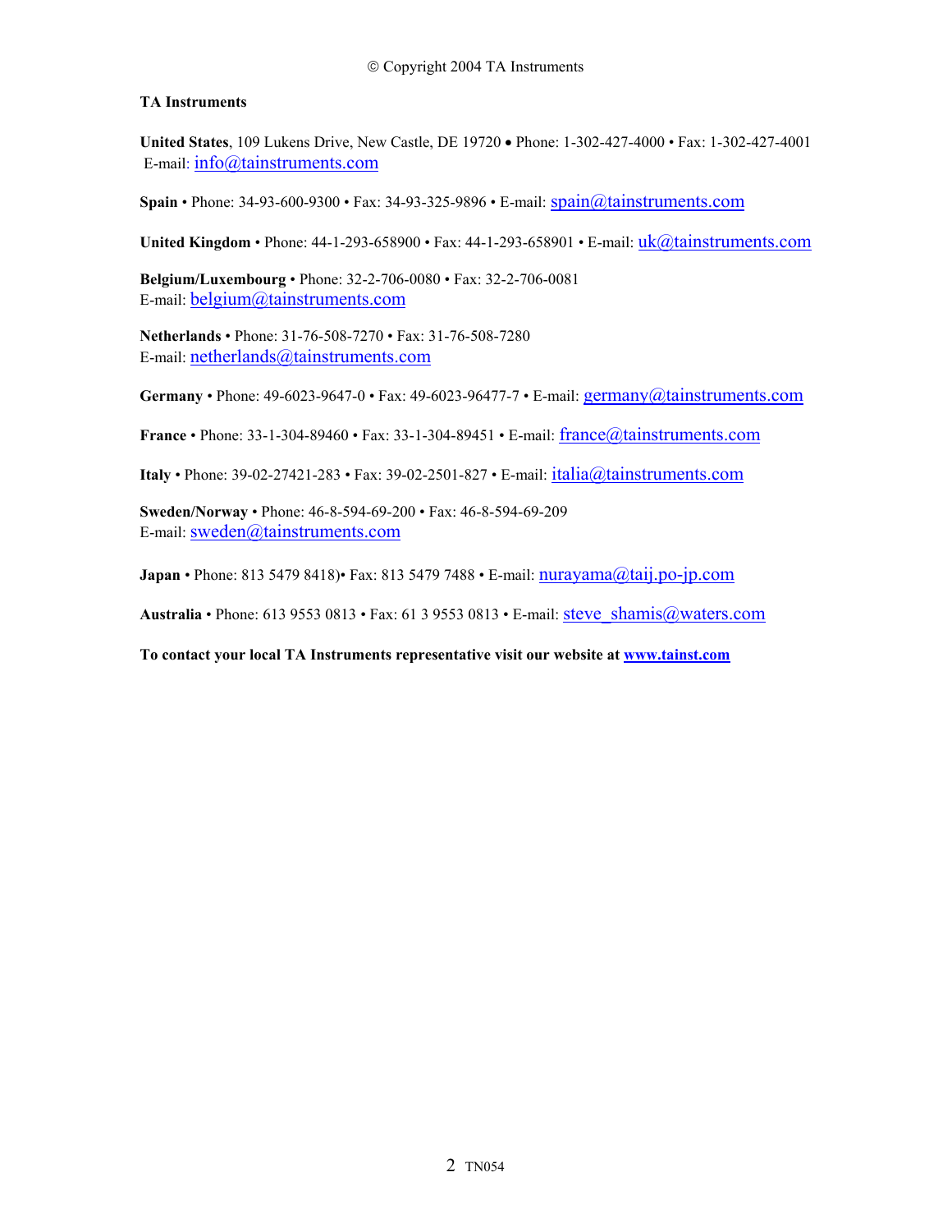© Copyright 2004 TA Instruments

**TA Instruments**

**United States**, 109 Lukens Drive, New Castle, DE 19720 • Phone: 1-302-427-4000 • Fax: 1-302-427-4001
E-mail: info@tainstruments.com

**Spain** • Phone: 34-93-600-9300 • Fax: 34-93-325-9896 • E-mail: spain@tainstruments.com

**United Kingdom** • Phone: 44-1-293-658900 • Fax: 44-1-293-658901 • E-mail: uk@tainstruments.com

**Belgium/Luxembourg** • Phone: 32-2-706-0080 • Fax: 32-2-706-0081
E-mail: belgium@tainstruments.com

**Netherlands** • Phone: 31-76-508-7270 • Fax: 31-76-508-7280
E-mail: netherlands@tainstruments.com

**Germany** • Phone: 49-6023-9647-0 • Fax: 49-6023-96477-7 • E-mail: germany@tainstruments.com

**France** • Phone: 33-1-304-89460 • Fax: 33-1-304-89451 • E-mail: france@tainstruments.com

**Italy** • Phone: 39-02-27421-283 • Fax: 39-02-2501-827 • E-mail: italia@tainstruments.com

**Sweden/Norway** • Phone: 46-8-594-69-200 • Fax: 46-8-594-69-209
E-mail: sweden@tainstruments.com

**Japan** • Phone: 813 5479 8418)• Fax: 813 5479 7488 • E-mail: nurayama@taij.po-jp.com

**Australia** • Phone: 613 9553 0813 • Fax: 61 3 9553 0813 • E-mail: steve_shamis@waters.com

**To contact your local TA Instruments representative visit our website at www.tainst.com**